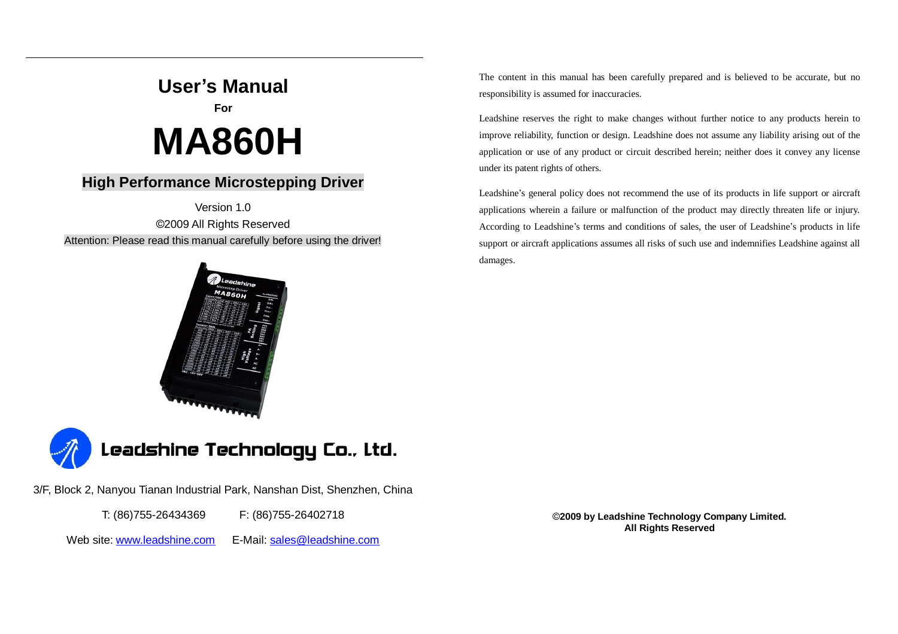# User's Manual

**For**

# MA860H

## High Performance Microstepping Driver

Version 1.0

©2009 All Rights Reserved

Attention: Please read this manual carefully before using the driver!

**Leadshine Technology Co., Ltd.**

3/F, Block 2, Nanyou Tianan Industrial Park, Nanshan Dist, Shenzhen, China

T: (86)755-26434369 F: (86)755-26402718

Web site: [www.leadshine.com](http://www.leadshine.com) E-Mail: [sales@leadshine.com](mailto:sales@leadshine.com)

The content in this manual has been carefully prepared and is believed to be accurate, but no responsibility is assumed for inaccuracies.

Leadshine reserves the right to make changes without further notice to any products herein to improve reliability, function or design. Leadshine does not assume any liability arising out of the application or use of any product or circuit described herein; neither does it convey any license under its patent rights of others.

Leadshine's general policy does not recommend the use of its products in life support or aircraft applications wherein a failure or malfunction of the product may directly threaten life or injury. According to Leadshine's terms and conditions of sales, the user of Leadshine's products in life support or aircraft applications assumes all risks of such use and indemnifies Leadshine against all damages.

**©2009 by Leadshine Technology Company Limited.**
**All Rights Reserved**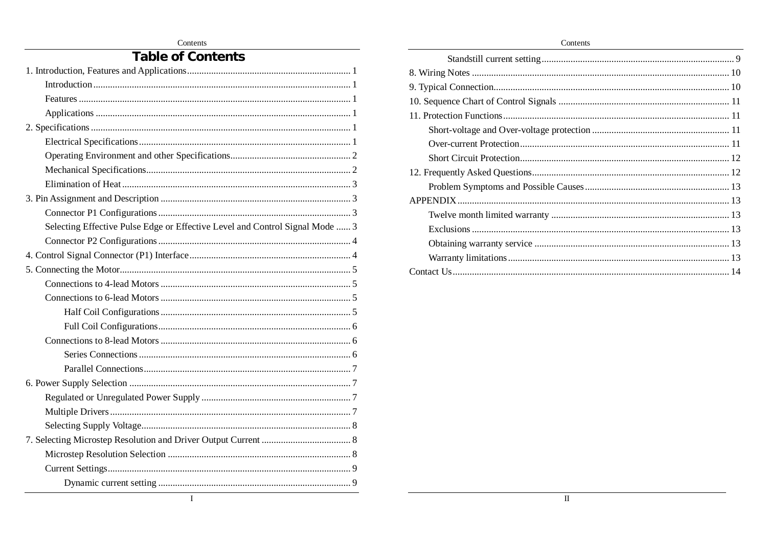# Table of Contents

1. Introduction, Features and Applications ........ 1
    - Introduction ........ 1
    - Features ........ 1
    - Applications ........ 1
2. Specifications ........ 1
    - Electrical Specifications ........ 1
    - Operating Environment and other Specifications ........ 2
    - Mechanical Specifications ........ 2
    - Elimination of Heat ........ 3
3. Pin Assignment and Description ........ 3
    - Connector P1 Configurations ........ 3
    - Selecting Effective Pulse Edge or Effective Level and Control Signal Mode ........ 3
    - Connector P2 Configurations ........ 4
4. Control Signal Connector (P1) Interface ........ 4
5. Connecting the Motor ........ 5
    - Connections to 4-lead Motors ........ 5
    - Connections to 6-lead Motors ........ 5
        - Half Coil Configurations ........ 5
        - Full Coil Configurations ........ 6
    - Connections to 8-lead Motors ........ 6
        - Series Connections ........ 6
        - Parallel Connections ........ 7
6. Power Supply Selection ........ 7
    - Regulated or Unregulated Power Supply ........ 7
    - Multiple Drivers ........ 7
    - Selecting Supply Voltage ........ 8
7. Selecting Microstep Resolution and Driver Output Current ........ 8
    - Microstep Resolution Selection ........ 8
    - Current Settings ........ 9
        - Dynamic current setting ........ 9
        - Standstill current setting ........ 9
8. Wiring Notes ........ 10
9. Typical Connection ........ 10
10. Sequence Chart of Control Signals ........ 11
11. Protection Functions ........ 11
    - Short-voltage and Over-voltage protection ........ 11
    - Over-current Protection ........ 11
    - Short Circuit Protection ........ 12
12. Frequently Asked Questions ........ 12
    - Problem Symptoms and Possible Causes ........ 13

APPENDIX ........ 13
- Twelve month limited warranty ........ 13
- Exclusions ........ 13
- Obtaining warranty service ........ 13
- Warranty limitations ........ 13

Contact Us ........ 14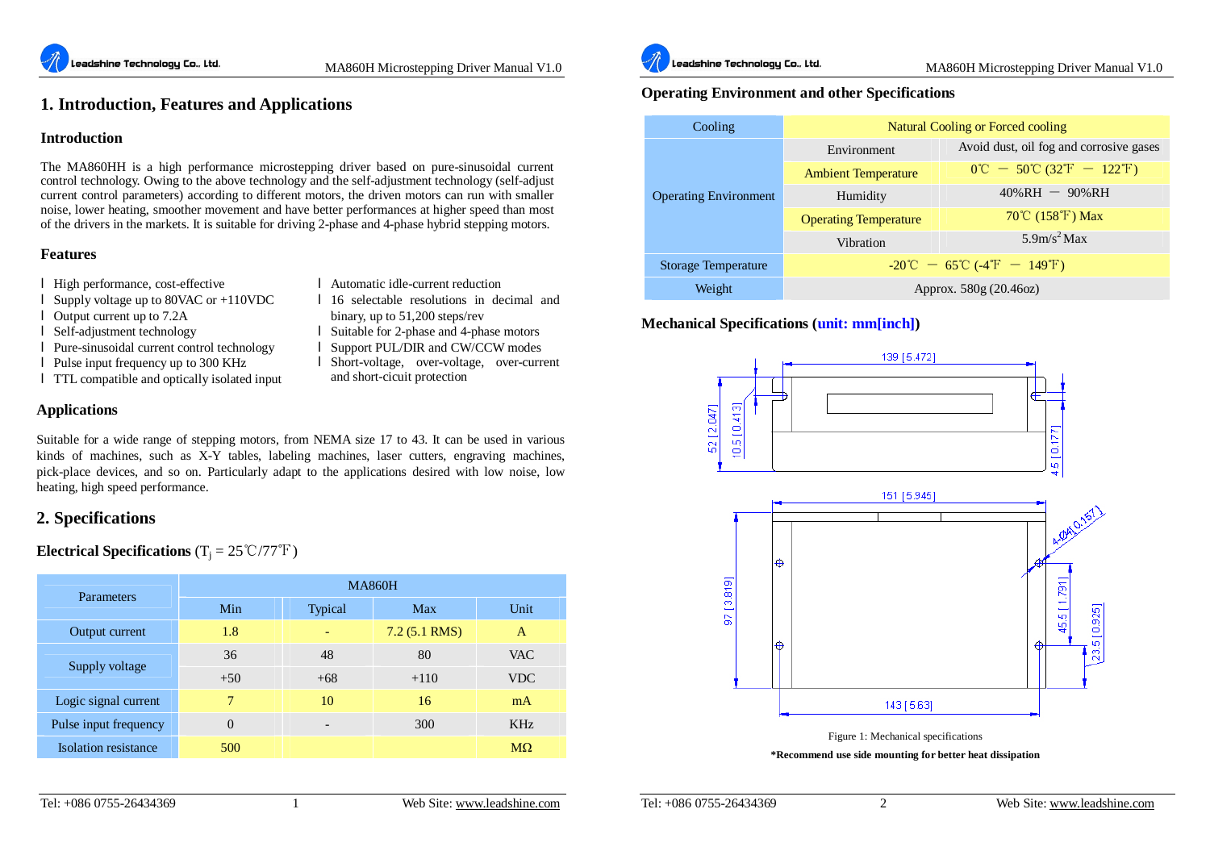# 1. Introduction, Features and Applications

## Introduction

The MA860HH is a high performance microstepping driver based on pure-sinusoidal current control technology. Owing to the above technology and the self-adjustment technology (self-adjust current control parameters) according to different motors, the driven motors can run with smaller noise, lower heating, smoother movement and have better performances at higher speed than most of the drivers in the markets. It is suitable for driving 2-phase and 4-phase hybrid stepping motors.

## Features

- High performance, cost-effective
- Supply voltage up to 80VAC or +110VDC
- Output current up to 7.2A
- Self-adjustment technology
- Pure-sinusoidal current control technology
- Pulse input frequency up to 300 KHz
- TTL compatible and optically isolated input
- Automatic idle-current reduction
- 16 selectable resolutions in decimal and binary, up to 51,200 steps/rev
- Suitable for 2-phase and 4-phase motors
- Support PUL/DIR and CW/CCW modes
- Short-voltage, over-voltage, over-current and short-cicuit protection

## Applications

Suitable for a wide range of stepping motors, from NEMA size 17 to 43. It can be used in various kinds of machines, such as X-Y tables, labeling machines, laser cutters, engraving machines, pick-place devices, and so on. Particularly adapt to the applications desired with low noise, low heating, high speed performance.

# 2. Specifications

**Electrical Specifications** ($T_j$ = 25℃/77℉)

| Parameters | MA860H | | | |
|---|---|---|---|---|
| | Min | Typical | Max | Unit |
| Output current | 1.8 | - | 7.2 (5.1 RMS) | A |
| Supply voltage | 36 | 48 | 80 | VAC |
| | +50 | +68 | +110 | VDC |
| Logic signal current | 7 | 10 | 16 | mA |
| Pulse input frequency | 0 | - | 300 | KHz |
| Isolation resistance | 500 | | | MΩ |

## Operating Environment and other Specifications

| Cooling | Natural Cooling or Forced cooling | |
|---|---|---|
| Operating Environment | Environment | Avoid dust, oil fog and corrosive gases |
| | Ambient Temperature | 0℃ － 50℃ (32℉ － 122℉) |
| | Humidity | 40%RH － 90%RH |
| | Operating Temperature | 70℃ (158℉) Max |
| | Vibration | 5.9m/s$^2$ Max |
| Storage Temperature | -20℃ － 65℃ (-4℉ － 149℉) | |
| Weight | Approx. 580g (20.46oz) | |

## Mechanical Specifications (unit: mm[inch])

Figure 1: Mechanical specifications

**\*Recommend use side mounting for better heat dissipation**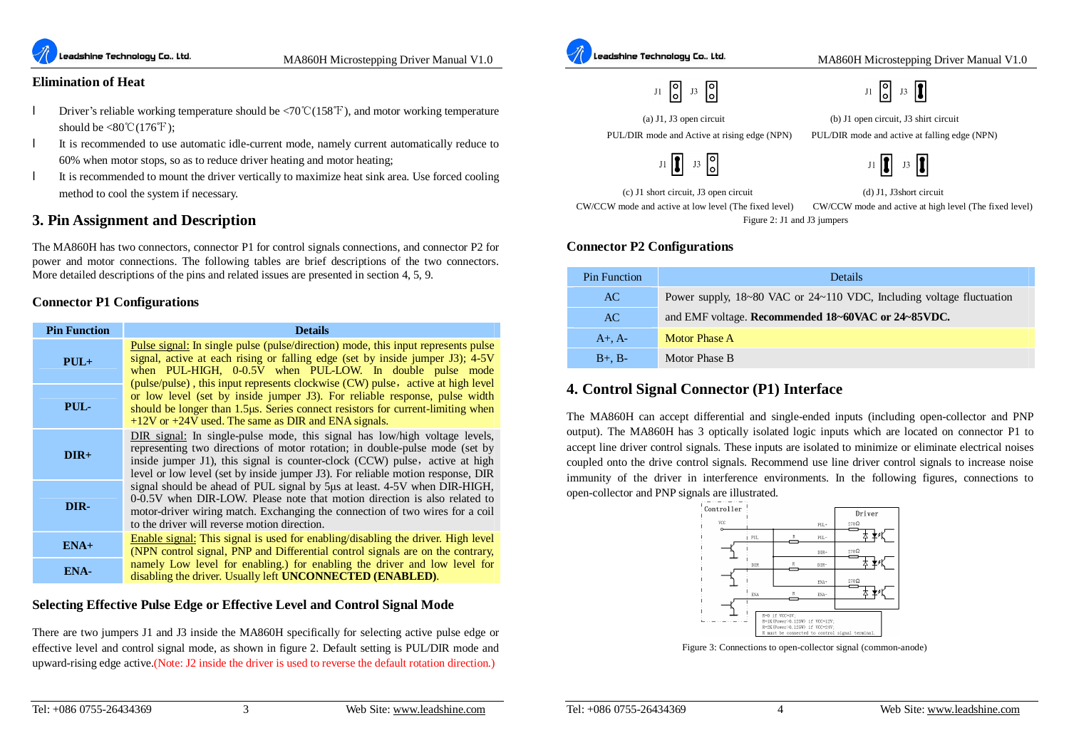**Elimination of Heat**

- Driver's reliable working temperature should be <70℃(158℉), and motor working temperature should be <80℃(176℉);
- It is recommended to use automatic idle-current mode, namely current automatically reduce to 60% when motor stops, so as to reduce driver heating and motor heating;
- It is recommended to mount the driver vertically to maximize heat sink area. Use forced cooling method to cool the system if necessary.

## 3. Pin Assignment and Description

The MA860H has two connectors, connector P1 for control signals connections, and connector P2 for power and motor connections. The following tables are brief descriptions of the two connectors. More detailed descriptions of the pins and related issues are presented in section 4, 5, 9.

### Connector P1 Configurations

| Pin Function | Details |
|---|---|
| PUL+ | Pulse signal: In single pulse (pulse/direction) mode, this input represents pulse signal, active at each rising or falling edge (set by inside jumper J3); 4-5V when PUL-HIGH, 0-0.5V when PUL-LOW. In double pulse mode (pulse/pulse) , this input represents clockwise (CW) pulse，active at high level or low level (set by inside jumper J3). For reliable response, pulse width should be longer than 1.5μs. Series connect resistors for current-limiting when +12V or +24V used. The same as DIR and ENA signals. |
| PUL- | |
| DIR+ | DIR signal: In single-pulse mode, this signal has low/high voltage levels, representing two directions of motor rotation; in double-pulse mode (set by inside jumper J1), this signal is counter-clock (CCW) pulse，active at high level or low level (set by inside jumper J3). For reliable motion response, DIR signal should be ahead of PUL signal by 5μs at least. 4-5V when DIR-HIGH, 0-0.5V when DIR-LOW. Please note that motion direction is also related to motor-driver wiring match. Exchanging the connection of two wires for a coil to the driver will reverse motion direction. |
| DIR- | |
| ENA+ | Enable signal: This signal is used for enabling/disabling the driver. High level (NPN control signal, PNP and Differential control signals are on the contrary, namely Low level for enabling.) for enabling the driver and low level for disabling the driver. Usually left **UNCONNECTED (ENABLED)**. |
| ENA- | |

### Selecting Effective Pulse Edge or Effective Level and Control Signal Mode

There are two jumpers J1 and J3 inside the MA860H specifically for selecting active pulse edge or effective level and control signal mode, as shown in figure 2. Default setting is PUL/DIR mode and upward-rising edge active.(Note: J2 inside the driver is used to reverse the default rotation direction.)

(a) J1, J3 open circuit
PUL/DIR mode and Active at rising edge (NPN)

(b) J1 open circuit, J3 shirt circuit
PUL/DIR mode and active at falling edge (NPN)

(c) J1 short circuit, J3 open circuit
CW/CCW mode and active at low level (The fixed level)

(d) J1, J3short circuit
CW/CCW mode and active at high level (The fixed level)

Figure 2: J1 and J3 jumpers

### Connector P2 Configurations

| Pin Function | Details |
|---|---|
| AC | Power supply, 18~80 VAC or 24~110 VDC, Including voltage fluctuation and EMF voltage. **Recommended 18~60VAC or 24~85VDC.** |
| AC | |
| A+, A- | Motor Phase A |
| B+, B- | Motor Phase B |

## 4. Control Signal Connector (P1) Interface

The MA860H can accept differential and single-ended inputs (including open-collector and PNP output). The MA860H has 3 optically isolated logic inputs which are located on connector P1 to accept line driver control signals. These inputs are isolated to minimize or eliminate electrical noises coupled onto the drive control signals. Recommend use line driver control signals to increase noise immunity of the driver in interference environments. In the following figures, connections to open-collector and PNP signals are illustrated.

Figure 3: Connections to open-collector signal (common-anode)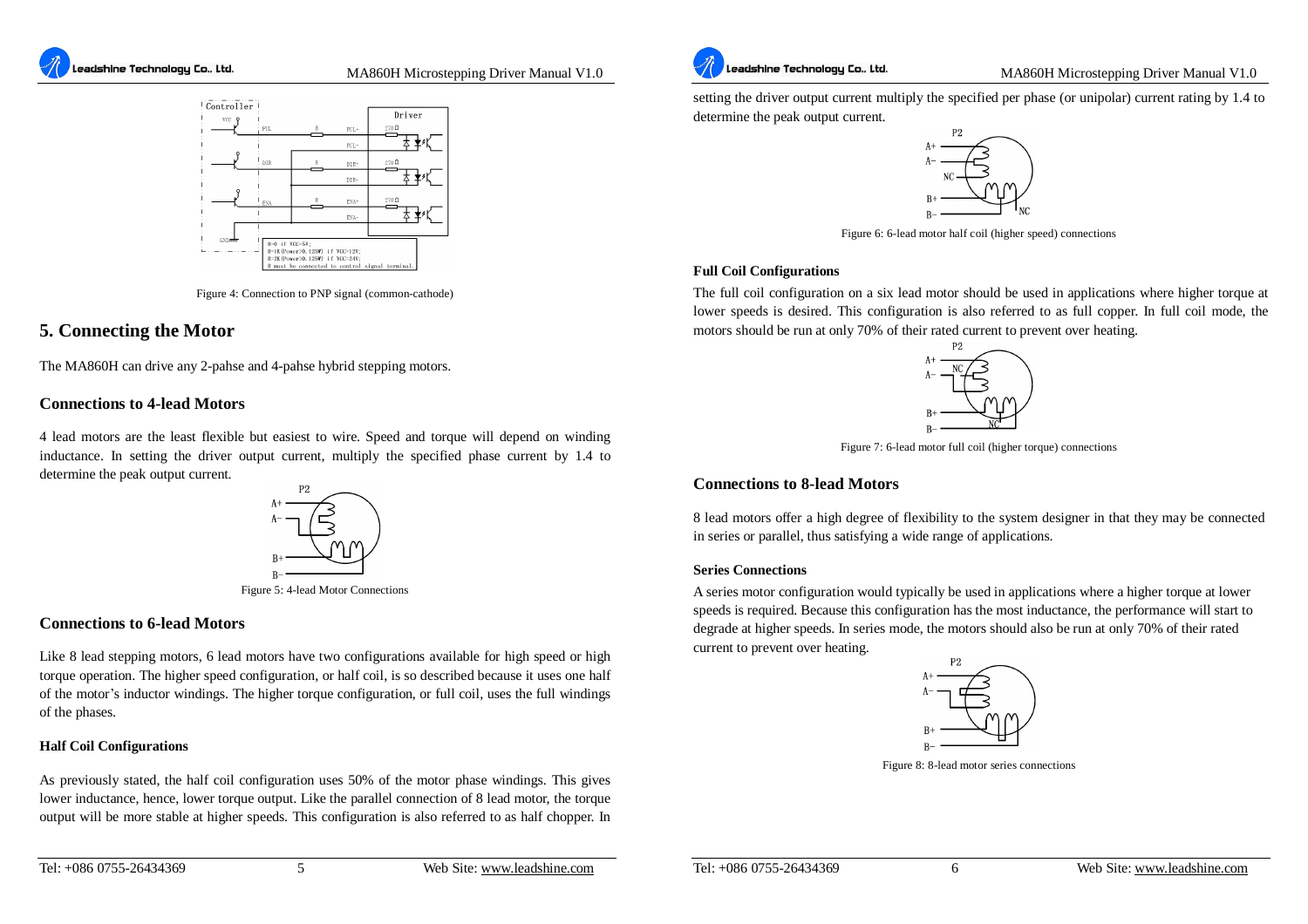Figure 4: Connection to PNP signal (common-cathode)

## 5. Connecting the Motor

The MA860H can drive any 2-pahse and 4-pahse hybrid stepping motors.

### Connections to 4-lead Motors

4 lead motors are the least flexible but easiest to wire. Speed and torque will depend on winding inductance. In setting the driver output current, multiply the specified phase current by 1.4 to determine the peak output current.

Figure 5: 4-lead Motor Connections

### Connections to 6-lead Motors

Like 8 lead stepping motors, 6 lead motors have two configurations available for high speed or high torque operation. The higher speed configuration, or half coil, is so described because it uses one half of the motor's inductor windings. The higher torque configuration, or full coil, uses the full windings of the phases.

#### Half Coil Configurations

As previously stated, the half coil configuration uses 50% of the motor phase windings. This gives lower inductance, hence, lower torque output. Like the parallel connection of 8 lead motor, the torque output will be more stable at higher speeds. This configuration is also referred to as half chopper. In setting the driver output current multiply the specified per phase (or unipolar) current rating by 1.4 to determine the peak output current.

Figure 6: 6-lead motor half coil (higher speed) connections

#### Full Coil Configurations

The full coil configuration on a six lead motor should be used in applications where higher torque at lower speeds is desired. This configuration is also referred to as full copper. In full coil mode, the motors should be run at only 70% of their rated current to prevent over heating.

Figure 7: 6-lead motor full coil (higher torque) connections

### Connections to 8-lead Motors

8 lead motors offer a high degree of flexibility to the system designer in that they may be connected in series or parallel, thus satisfying a wide range of applications.

#### Series Connections

A series motor configuration would typically be used in applications where a higher torque at lower speeds is required. Because this configuration has the most inductance, the performance will start to degrade at higher speeds. In series mode, the motors should also be run at only 70% of their rated current to prevent over heating.

Figure 8: 8-lead motor series connections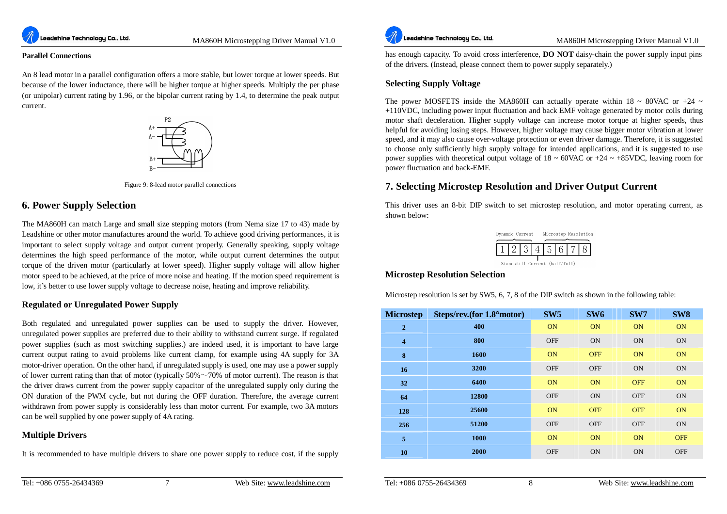### Parallel Connections

An 8 lead motor in a parallel configuration offers a more stable, but lower torque at lower speeds. But because of the lower inductance, there will be higher torque at higher speeds. Multiply the per phase (or unipolar) current rating by 1.96, or the bipolar current rating by 1.4, to determine the peak output current.

Figure 9: 8-lead motor parallel connections

## 6. Power Supply Selection

The MA860H can match Large and small size stepping motors (from Nema size 17 to 43) made by Leadshine or other motor manufactures around the world. To achieve good driving performances, it is important to select supply voltage and output current properly. Generally speaking, supply voltage determines the high speed performance of the motor, while output current determines the output torque of the driven motor (particularly at lower speed). Higher supply voltage will allow higher motor speed to be achieved, at the price of more noise and heating. If the motion speed requirement is low, it's better to use lower supply voltage to decrease noise, heating and improve reliability.

### Regulated or Unregulated Power Supply

Both regulated and unregulated power supplies can be used to supply the driver. However, unregulated power supplies are preferred due to their ability to withstand current surge. If regulated power supplies (such as most switching supplies.) are indeed used, it is important to have large current output rating to avoid problems like current clamp, for example using 4A supply for 3A motor-driver operation. On the other hand, if unregulated supply is used, one may use a power supply of lower current rating than that of motor (typically 50%～70% of motor current). The reason is that the driver draws current from the power supply capacitor of the unregulated supply only during the ON duration of the PWM cycle, but not during the OFF duration. Therefore, the average current withdrawn from power supply is considerably less than motor current. For example, two 3A motors can be well supplied by one power supply of 4A rating.

### Multiple Drivers

It is recommended to have multiple drivers to share one power supply to reduce cost, if the supply has enough capacity. To avoid cross interference, **DO NOT** daisy-chain the power supply input pins of the drivers. (Instead, please connect them to power supply separately.)

### Selecting Supply Voltage

The power MOSFETS inside the MA860H can actually operate within 18 ~ 80VAC or +24 ~ +110VDC, including power input fluctuation and back EMF voltage generated by motor coils during motor shaft deceleration. Higher supply voltage can increase motor torque at higher speeds, thus helpful for avoiding losing steps. However, higher voltage may cause bigger motor vibration at lower speed, and it may also cause over-voltage protection or even driver damage. Therefore, it is suggested to choose only sufficiently high supply voltage for intended applications, and it is suggested to use power supplies with theoretical output voltage of 18 ~ 60VAC or +24 ~ +85VDC, leaving room for power fluctuation and back-EMF.

## 7. Selecting Microstep Resolution and Driver Output Current

This driver uses an 8-bit DIP switch to set microstep resolution, and motor operating current, as shown below:

Dynamic Current (1 2 3) | 4: Standstill Current (half/full) | Microstep Resolution (5 6 7 8)

### Microstep Resolution Selection

Microstep resolution is set by SW5, 6, 7, 8 of the DIP switch as shown in the following table:

| Microstep | Steps/rev.(for 1.8°motor) | SW5 | SW6 | SW7 | SW8 |
|---|---|---|---|---|---|
| 2 | 400 | ON | ON | ON | ON |
| 4 | 800 | OFF | ON | ON | ON |
| 8 | 1600 | ON | OFF | ON | ON |
| 16 | 3200 | OFF | OFF | ON | ON |
| 32 | 6400 | ON | ON | OFF | ON |
| 64 | 12800 | OFF | ON | OFF | ON |
| 128 | 25600 | ON | OFF | OFF | ON |
| 256 | 51200 | OFF | OFF | OFF | ON |
| 5 | 1000 | ON | ON | ON | OFF |
| 10 | 2000 | OFF | ON | ON | OFF |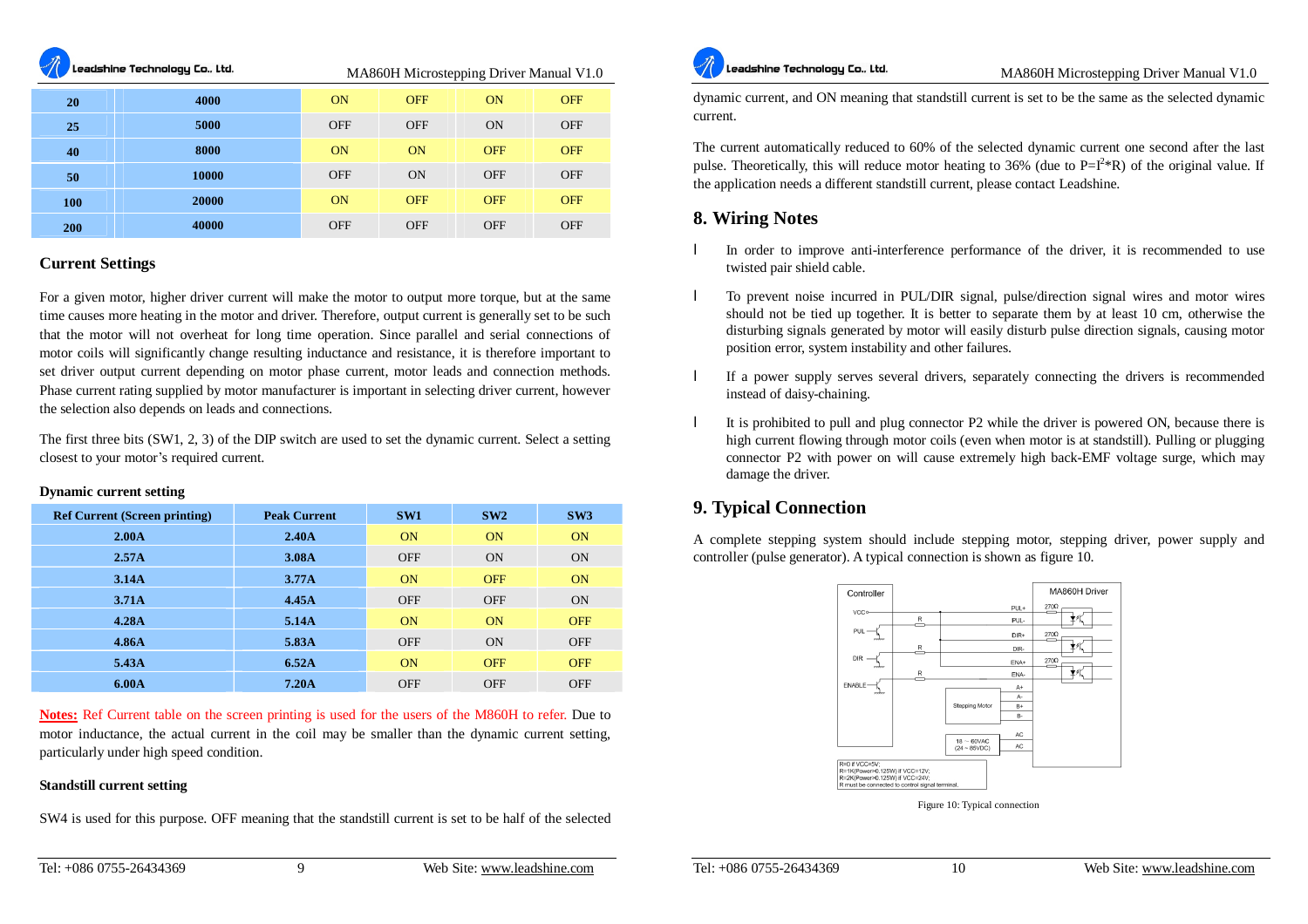| 20 | 4000 | ON | OFF | ON | OFF |
|---|---|---|---|---|---|
| 25 | 5000 | OFF | OFF | ON | OFF |
| 40 | 8000 | ON | ON | OFF | OFF |
| 50 | 10000 | OFF | ON | OFF | OFF |
| 100 | 20000 | ON | OFF | OFF | OFF |
| 200 | 40000 | OFF | OFF | OFF | OFF |

### Current Settings

For a given motor, higher driver current will make the motor to output more torque, but at the same time causes more heating in the motor and driver. Therefore, output current is generally set to be such that the motor will not overheat for long time operation. Since parallel and serial connections of motor coils will significantly change resulting inductance and resistance, it is therefore important to set driver output current depending on motor phase current, motor leads and connection methods. Phase current rating supplied by motor manufacturer is important in selecting driver current, however the selection also depends on leads and connections.

The first three bits (SW1, 2, 3) of the DIP switch are used to set the dynamic current. Select a setting closest to your motor's required current.

**Dynamic current setting**

| Ref Current (Screen printing) | Peak Current | SW1 | SW2 | SW3 |
|---|---|---|---|---|
| 2.00A | 2.40A | ON | ON | ON |
| 2.57A | 3.08A | OFF | ON | ON |
| 3.14A | 3.77A | ON | OFF | ON |
| 3.71A | 4.45A | OFF | OFF | ON |
| 4.28A | 5.14A | ON | ON | OFF |
| 4.86A | 5.83A | OFF | ON | OFF |
| 5.43A | 6.52A | ON | OFF | OFF |
| 6.00A | 7.20A | OFF | OFF | OFF |

**Notes:** Ref Current table on the screen printing is used for the users of the M860H to refer. Due to motor inductance, the actual current in the coil may be smaller than the dynamic current setting, particularly under high speed condition.

**Standstill current setting**

SW4 is used for this purpose. OFF meaning that the standstill current is set to be half of the selected dynamic current, and ON meaning that standstill current is set to be the same as the selected dynamic current.

The current automatically reduced to 60% of the selected dynamic current one second after the last pulse. Theoretically, this will reduce motor heating to 36% (due to $P=I^2*R$) of the original value. If the application needs a different standstill current, please contact Leadshine.

## 8. Wiring Notes

- In order to improve anti-interference performance of the driver, it is recommended to use twisted pair shield cable.
- To prevent noise incurred in PUL/DIR signal, pulse/direction signal wires and motor wires should not be tied up together. It is better to separate them by at least 10 cm, otherwise the disturbing signals generated by motor will easily disturb pulse direction signals, causing motor position error, system instability and other failures.
- If a power supply serves several drivers, separately connecting the drivers is recommended instead of daisy-chaining.
- It is prohibited to pull and plug connector P2 while the driver is powered ON, because there is high current flowing through motor coils (even when motor is at standstill). Pulling or plugging connector P2 with power on will cause extremely high back-EMF voltage surge, which may damage the driver.

## 9. Typical Connection

A complete stepping system should include stepping motor, stepping driver, power supply and controller (pulse generator). A typical connection is shown as figure 10.

Figure 10: Typical connection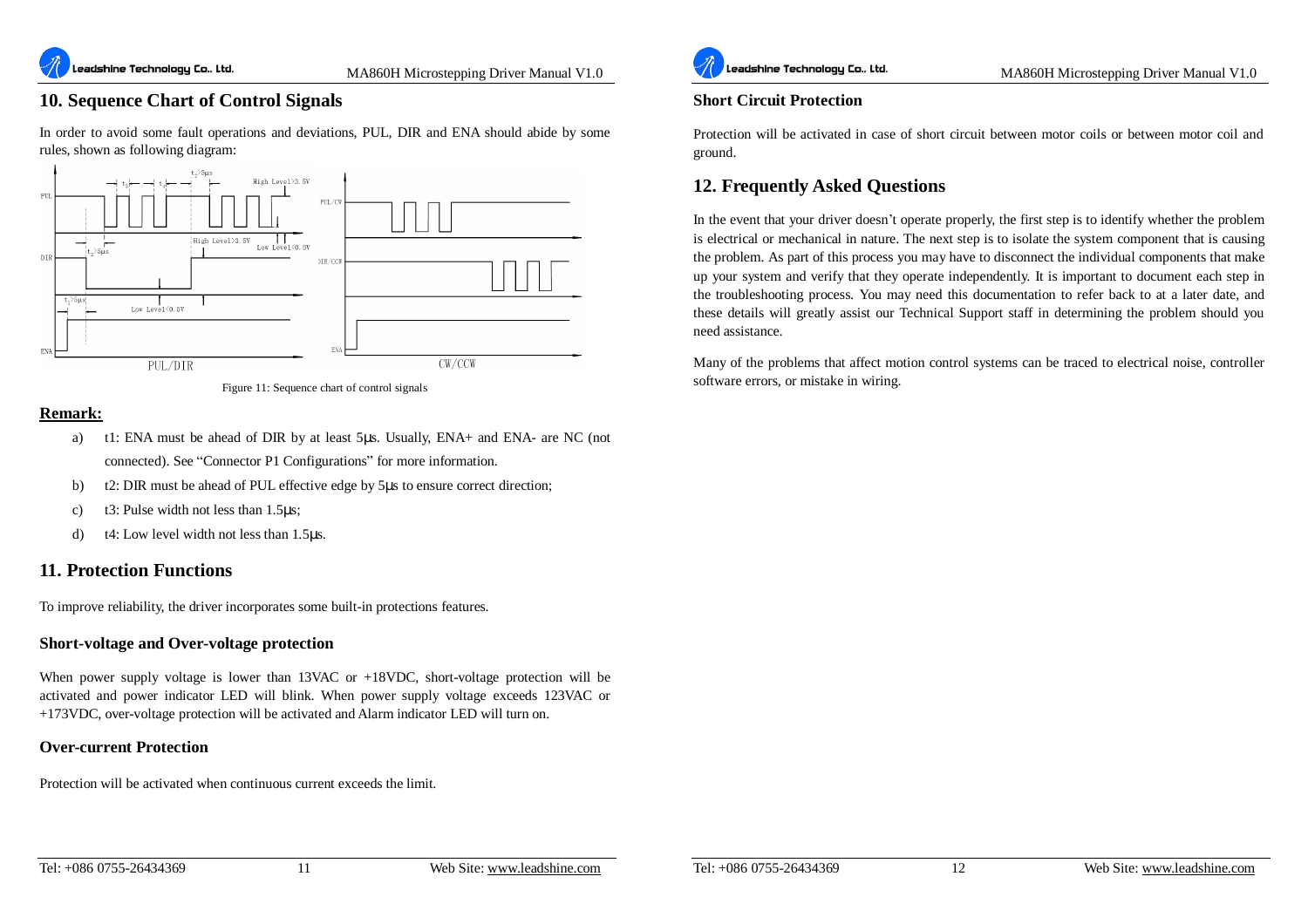## 10. Sequence Chart of Control Signals

In order to avoid some fault operations and deviations, PUL, DIR and ENA should abide by some rules, shown as following diagram:

Figure 11: Sequence chart of control signals

**Remark:**

a) t1: ENA must be ahead of DIR by at least 5μs. Usually, ENA+ and ENA- are NC (not connected). See "Connector P1 Configurations" for more information.

b) t2: DIR must be ahead of PUL effective edge by 5μs to ensure correct direction;

c) t3: Pulse width not less than 1.5μs;

d) t4: Low level width not less than 1.5μs.

## 11. Protection Functions

To improve reliability, the driver incorporates some built-in protections features.

### Short-voltage and Over-voltage protection

When power supply voltage is lower than 13VAC or +18VDC, short-voltage protection will be activated and power indicator LED will blink. When power supply voltage exceeds 123VAC or +173VDC, over-voltage protection will be activated and Alarm indicator LED will turn on.

### Over-current Protection

Protection will be activated when continuous current exceeds the limit.

### Short Circuit Protection

Protection will be activated in case of short circuit between motor coils or between motor coil and ground.

## 12. Frequently Asked Questions

In the event that your driver doesn't operate properly, the first step is to identify whether the problem is electrical or mechanical in nature. The next step is to isolate the system component that is causing the problem. As part of this process you may have to disconnect the individual components that make up your system and verify that they operate independently. It is important to document each step in the troubleshooting process. You may need this documentation to refer back to at a later date, and these details will greatly assist our Technical Support staff in determining the problem should you need assistance.

Many of the problems that affect motion control systems can be traced to electrical noise, controller software errors, or mistake in wiring.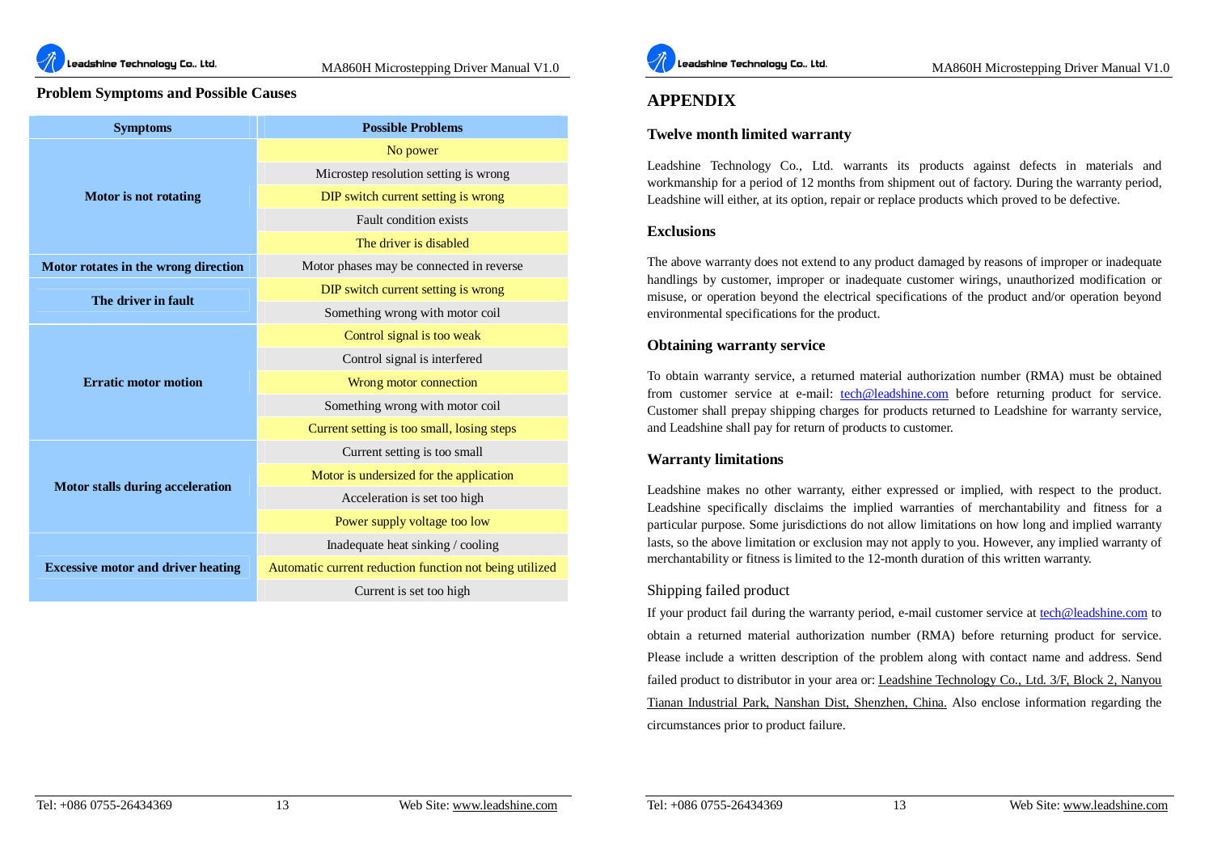## Problem Symptoms and Possible Causes

| Symptoms | Possible Problems |
|---|---|
| Motor is not rotating | No power |
| | Microstep resolution setting is wrong |
| | DIP switch current setting is wrong |
| | Fault condition exists |
| | The driver is disabled |
| Motor rotates in the wrong direction | Motor phases may be connected in reverse |
| The driver in fault | DIP switch current setting is wrong |
| | Something wrong with motor coil |
| Erratic motor motion | Control signal is too weak |
| | Control signal is interfered |
| | Wrong motor connection |
| | Something wrong with motor coil |
| | Current setting is too small, losing steps |
| Motor stalls during acceleration | Current setting is too small |
| | Motor is undersized for the application |
| | Acceleration is set too high |
| | Power supply voltage too low |
| Excessive motor and driver heating | Inadequate heat sinking / cooling |
| | Automatic current reduction function not being utilized |
| | Current is set too high |

# APPENDIX

### Twelve month limited warranty

Leadshine Technology Co., Ltd. warrants its products against defects in materials and workmanship for a period of 12 months from shipment out of factory. During the warranty period, Leadshine will either, at its option, repair or replace products which proved to be defective.

### Exclusions

The above warranty does not extend to any product damaged by reasons of improper or inadequate handlings by customer, improper or inadequate customer wirings, unauthorized modification or misuse, or operation beyond the electrical specifications of the product and/or operation beyond environmental specifications for the product.

### Obtaining warranty service

To obtain warranty service, a returned material authorization number (RMA) must be obtained from customer service at e-mail: tech@leadshine.com before returning product for service. Customer shall prepay shipping charges for products returned to Leadshine for warranty service, and Leadshine shall pay for return of products to customer.

### Warranty limitations

Leadshine makes no other warranty, either expressed or implied, with respect to the product. Leadshine specifically disclaims the implied warranties of merchantability and fitness for a particular purpose. Some jurisdictions do not allow limitations on how long and implied warranty lasts, so the above limitation or exclusion may not apply to you. However, any implied warranty of merchantability or fitness is limited to the 12-month duration of this written warranty.

### Shipping failed product

If your product fail during the warranty period, e-mail customer service at tech@leadshine.com to obtain a returned material authorization number (RMA) before returning product for service. Please include a written description of the problem along with contact name and address. Send failed product to distributor in your area or: Leadshine Technology Co., Ltd. 3/F, Block 2, Nanyou Tianan Industrial Park, Nanshan Dist, Shenzhen, China. Also enclose information regarding the circumstances prior to product failure.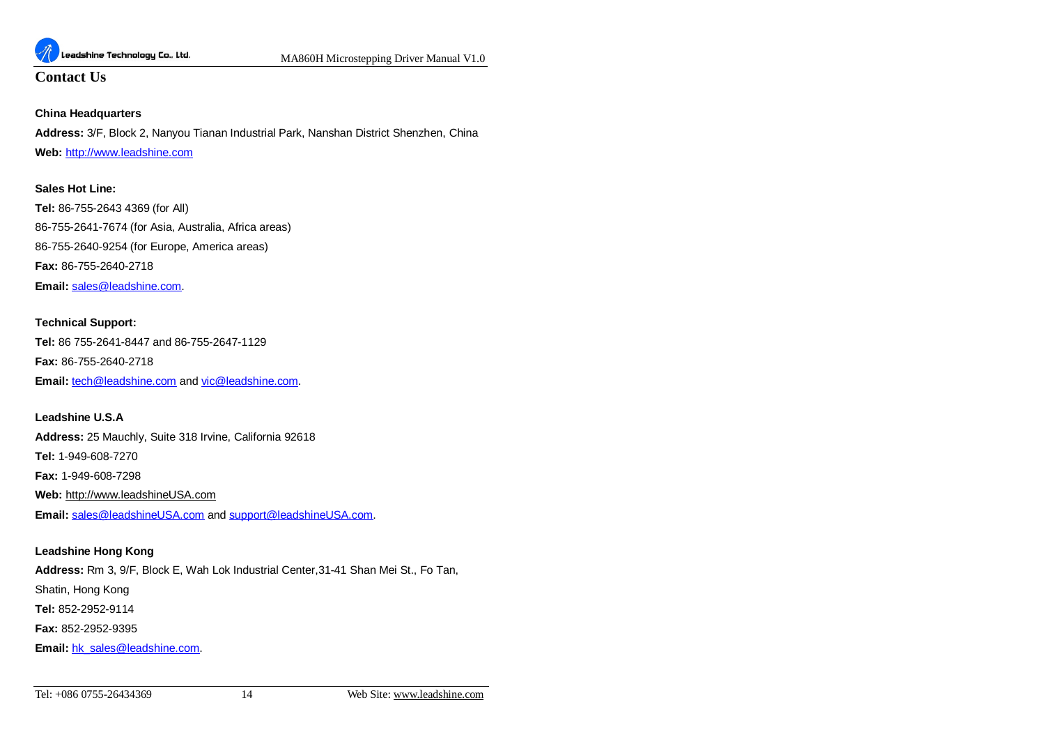## Contact Us

**China Headquarters**

**Address:** 3/F, Block 2, Nanyou Tianan Industrial Park, Nanshan District Shenzhen, China

**Web:** http://www.leadshine.com

**Sales Hot Line:**

**Tel:** 86-755-2643 4369 (for All)

86-755-2641-7674 (for Asia, Australia, Africa areas)

86-755-2640-9254 (for Europe, America areas)

**Fax:** 86-755-2640-2718

**Email:** sales@leadshine.com.

**Technical Support:**

**Tel:** 86 755-2641-8447 and 86-755-2647-1129

**Fax:** 86-755-2640-2718

**Email:** tech@leadshine.com and vic@leadshine.com.

**Leadshine U.S.A**

**Address:** 25 Mauchly, Suite 318 Irvine, California 92618

**Tel:** 1-949-608-7270

**Fax:** 1-949-608-7298

**Web:** http://www.leadshineUSA.com

**Email:** sales@leadshineUSA.com and support@leadshineUSA.com.

**Leadshine Hong Kong**

**Address:** Rm 3, 9/F, Block E, Wah Lok Industrial Center,31-41 Shan Mei St., Fo Tan, Shatin, Hong Kong

**Tel:** 852-2952-9114

**Fax:** 852-2952-9395

**Email:** hk_sales@leadshine.com.